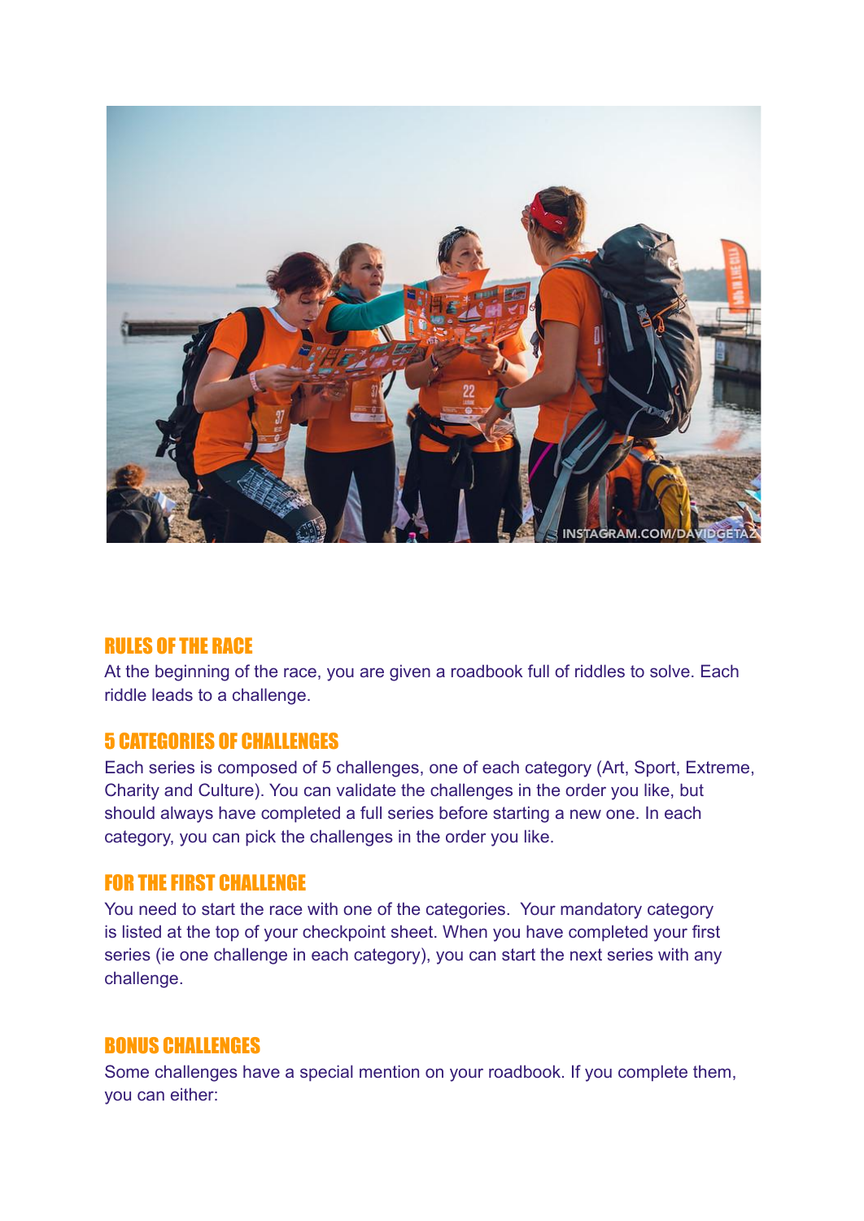## RULES OF THE RACE

At the beginning of the race, you are given a roadbook full of riddles to solve. Each riddle leads to a challenge.

## 5 CATEGORIES OF CHALLENGES

Each series is composed of 5 challenges, one of each category (Art, Sport, Extreme, Charity and Culture). You can validate the challenges in the order you like, but should always have completed a full series before starting a new one. In each category, you can pick the challenges in the order you like.

## FOR THE FIRST CHALLENGE

You need to start the race with one of the categories. Your mandatory category is listed at the top of your checkpoint sheet. When you have completed your first series (ie one challenge in each category), you can start the next series with any challenge.

## BONUS CHALLENGES

Some challenges have a special mention on your roadbook. If you complete them, you can either: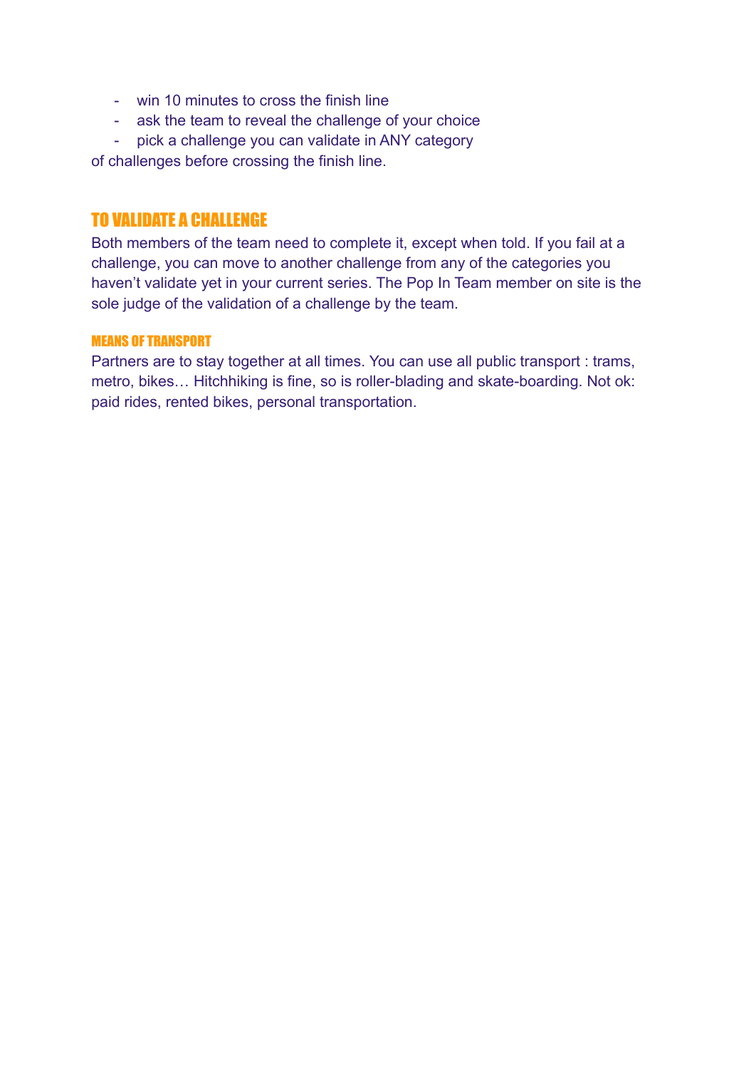- win 10 minutes to cross the finish line
- ask the team to reveal the challenge of your choice
- pick a challenge you can validate in ANY category

of challenges before crossing the finish line.

## TO VALIDATE A CHALLENGE

Both members of the team need to complete it, except when told. If you fail at a challenge, you can move to another challenge from any of the categories you haven't validate yet in your current series. The Pop In Team member on site is the sole judge of the validation of a challenge by the team.

### MEANS OF TRANSPORT

Partners are to stay together at all times. You can use all public transport : trams, metro, bikes… Hitchhiking is fine, so is roller-blading and skate-boarding. Not ok: paid rides, rented bikes, personal transportation.